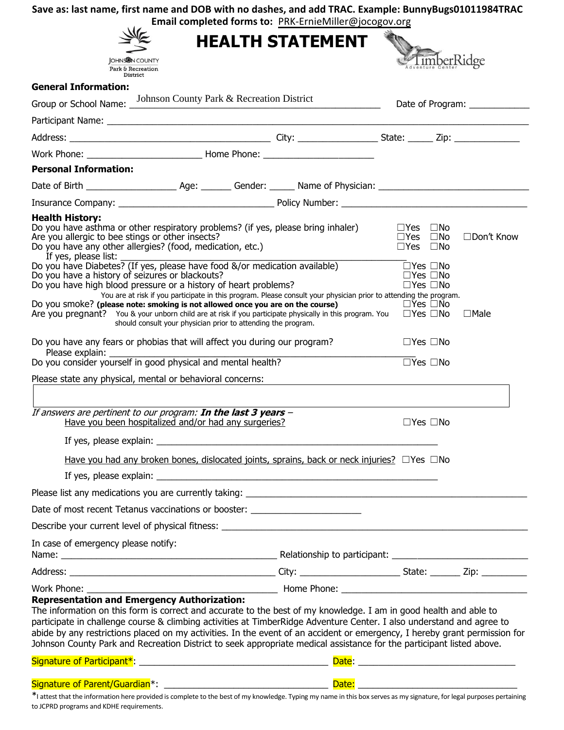Save as: last name, first name and DOB with no dashes, and add TRAC. Example: BunnyBugs01011984TRAC

Email completed forms to: PRK-ErnieMiller@jocogov.org

# HEALTH STATEMENT

**General Information:**

Group or School Name: Johnson County Park & Recreation District ____________ Date of Program: ____________

Participant Name: ______________________________________________

Address: ____________________ City: ____________ State: _____ Zip: ____________

Work Phone: ____________________ Home Phone: ____________________

**Personal Information:**

Date of Birth ______________ Age: ______ Gender: _____ Name of Physician: ____________________

Insurance Company: ____________________ Policy Number: ____________________

**Health History:**

Do you have asthma or other respiratory problems? (if yes, please bring inhaler) ☐Yes ☐No

Are you allergic to bee stings or other insects? ☐Yes ☐No ☐Don't Know

Do you have any other allergies? (food, medication, etc.) ☐Yes ☐No

If yes, please list: ______________________________________________

Do you have Diabetes? (If yes, please have food &/or medication available) ☐Yes ☐No

Do you have a history of seizures or blackouts? ☐Yes ☐No

Do you have high blood pressure or a history of heart problems? ☐Yes ☐No

You are at risk if you participate in this program. Please consult your physician prior to attending the program.

Do you smoke? **(please note: smoking is not allowed once you are on the course)** ☐Yes ☐No

Are you pregnant? You & your unborn child are at risk if you participate physically in this program. You should consult your physician prior to attending the program. ☐Yes ☐No ☐Male

Do you have any fears or phobias that will affect you during our program? ☐Yes ☐No

Please explain: ______________________________________________

Do you consider yourself in good physical and mental health? ☐Yes ☐No

Please state any physical, mental or behavioral concerns:

______________________________________________

*If answers are pertinent to our program:* ***In the last 3 years*** –

Have you been hospitalized and/or had any surgeries? ☐Yes ☐No

If yes, please explain: ______________________________________________

Have you had any broken bones, dislocated joints, sprains, back or neck injuries? ☐Yes ☐No

If yes, please explain: ______________________________________________

Please list any medications you are currently taking: ______________________________________________

Date of most recent Tetanus vaccinations or booster: ____________________

Describe your current level of physical fitness: ______________________________________________

In case of emergency please notify:

Name: ____________________ Relationship to participant: ____________________

Address: ____________________ City: ____________ State: ______ Zip: _________

Work Phone: ____________________ Home Phone: ____________________

**Representation and Emergency Authorization:**

The information on this form is correct and accurate to the best of my knowledge. I am in good health and able to participate in challenge course & climbing activities at TimberRidge Adventure Center. I also understand and agree to abide by any restrictions placed on my activities. In the event of an accident or emergency, I hereby grant permission for Johnson County Park and Recreation District to seek appropriate medical assistance for the participant listed above.

Signature of Participant*: ____________________ Date: ____________________

Signature of Parent/Guardian*: ____________________ Date: ____________________

*I attest that the information here provided is complete to the best of my knowledge. Typing my name in this box serves as my signature, for legal purposes pertaining to JCPRD programs and KDHE requirements.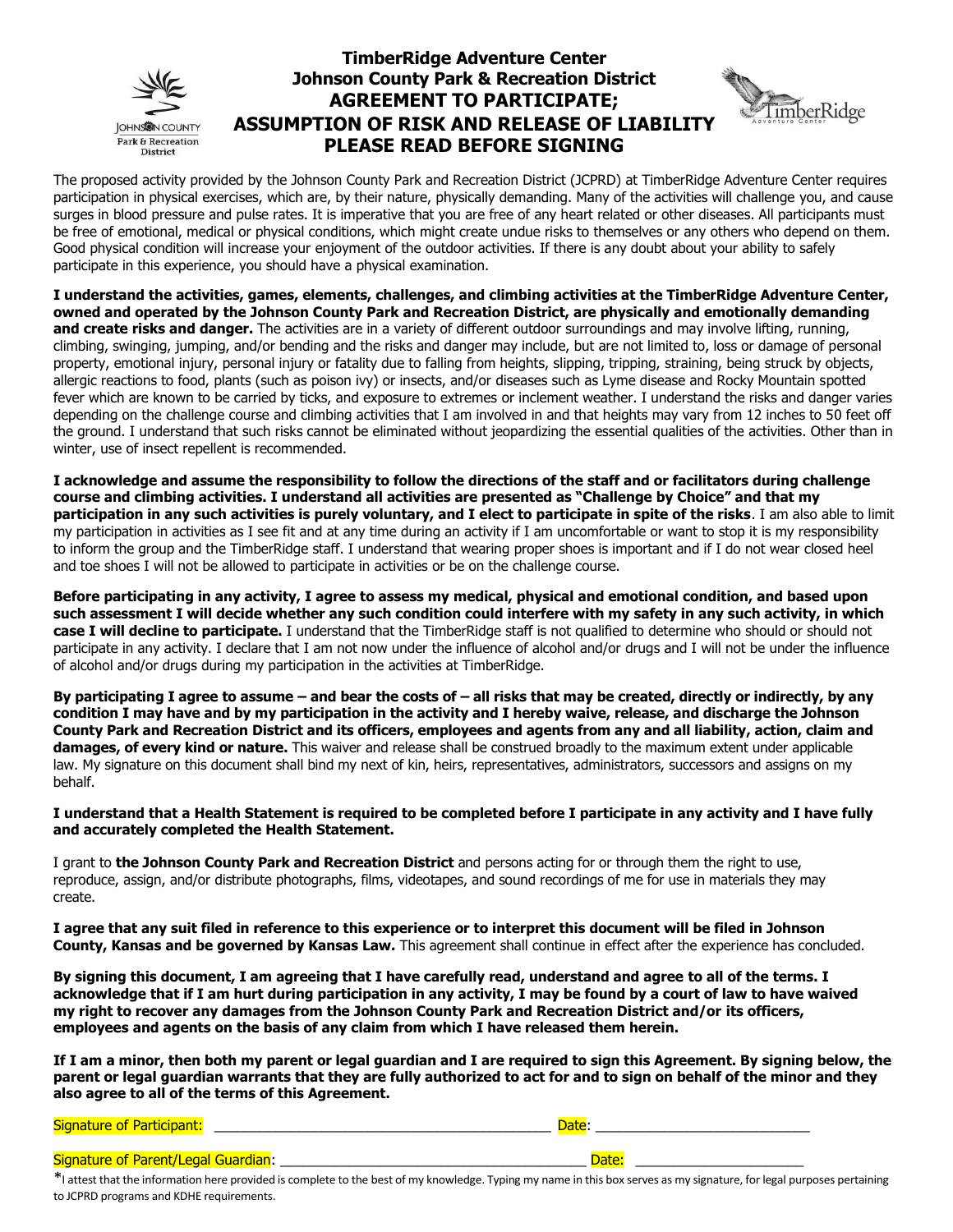# TimberRidge Adventure Center
## Johnson County Park & Recreation District
## AGREEMENT TO PARTICIPATE; ASSUMPTION OF RISK AND RELEASE OF LIABILITY
## PLEASE READ BEFORE SIGNING

The proposed activity provided by the Johnson County Park and Recreation District (JCPRD) at TimberRidge Adventure Center requires participation in physical exercises, which are, by their nature, physically demanding. Many of the activities will challenge you, and cause surges in blood pressure and pulse rates. It is imperative that you are free of any heart related or other diseases. All participants must be free of emotional, medical or physical conditions, which might create undue risks to themselves or any others who depend on them. Good physical condition will increase your enjoyment of the outdoor activities. If there is any doubt about your ability to safely participate in this experience, you should have a physical examination.

**I understand the activities, games, elements, challenges, and climbing activities at the TimberRidge Adventure Center, owned and operated by the Johnson County Park and Recreation District, are physically and emotionally demanding and create risks and danger.** The activities are in a variety of different outdoor surroundings and may involve lifting, running, climbing, swinging, jumping, and/or bending and the risks and danger may include, but are not limited to, loss or damage of personal property, emotional injury, personal injury or fatality due to falling from heights, slipping, tripping, straining, being struck by objects, allergic reactions to food, plants (such as poison ivy) or insects, and/or diseases such as Lyme disease and Rocky Mountain spotted fever which are known to be carried by ticks, and exposure to extremes or inclement weather. I understand the risks and danger varies depending on the challenge course and climbing activities that I am involved in and that heights may vary from 12 inches to 50 feet off the ground. I understand that such risks cannot be eliminated without jeopardizing the essential qualities of the activities. Other than in winter, use of insect repellent is recommended.

**I acknowledge and assume the responsibility to follow the directions of the staff and or facilitators during challenge course and climbing activities. I understand all activities are presented as "Challenge by Choice" and that my participation in any such activities is purely voluntary, and I elect to participate in spite of the risks**. I am also able to limit my participation in activities as I see fit and at any time during an activity if I am uncomfortable or want to stop it is my responsibility to inform the group and the TimberRidge staff. I understand that wearing proper shoes is important and if I do not wear closed heel and toe shoes I will not be allowed to participate in activities or be on the challenge course.

**Before participating in any activity, I agree to assess my medical, physical and emotional condition, and based upon such assessment I will decide whether any such condition could interfere with my safety in any such activity, in which case I will decline to participate.** I understand that the TimberRidge staff is not qualified to determine who should or should not participate in any activity. I declare that I am not now under the influence of alcohol and/or drugs and I will not be under the influence of alcohol and/or drugs during my participation in the activities at TimberRidge.

**By participating I agree to assume – and bear the costs of – all risks that may be created, directly or indirectly, by any condition I may have and by my participation in the activity and I hereby waive, release, and discharge the Johnson County Park and Recreation District and its officers, employees and agents from any and all liability, action, claim and damages, of every kind or nature.** This waiver and release shall be construed broadly to the maximum extent under applicable law. My signature on this document shall bind my next of kin, heirs, representatives, administrators, successors and assigns on my behalf.

**I understand that a Health Statement is required to be completed before I participate in any activity and I have fully and accurately completed the Health Statement.**

I grant to **the Johnson County Park and Recreation District** and persons acting for or through them the right to use, reproduce, assign, and/or distribute photographs, films, videotapes, and sound recordings of me for use in materials they may create.

**I agree that any suit filed in reference to this experience or to interpret this document will be filed in Johnson County, Kansas and be governed by Kansas Law.** This agreement shall continue in effect after the experience has concluded.

**By signing this document, I am agreeing that I have carefully read, understand and agree to all of the terms. I acknowledge that if I am hurt during participation in any activity, I may be found by a court of law to have waived my right to recover any damages from the Johnson County Park and Recreation District and/or its officers, employees and agents on the basis of any claim from which I have released them herein.**

**If I am a minor, then both my parent or legal guardian and I are required to sign this Agreement. By signing below, the parent or legal guardian warrants that they are fully authorized to act for and to sign on behalf of the minor and they also agree to all of the terms of this Agreement.**

Signature of Participant: ________________________________________ Date: ___________________________

Signature of Parent/Legal Guardian: ______________________________________ Date: ______________________

*I attest that the information here provided is complete to the best of my knowledge. Typing my name in this box serves as my signature, for legal purposes pertaining to JCPRD programs and KDHE requirements.